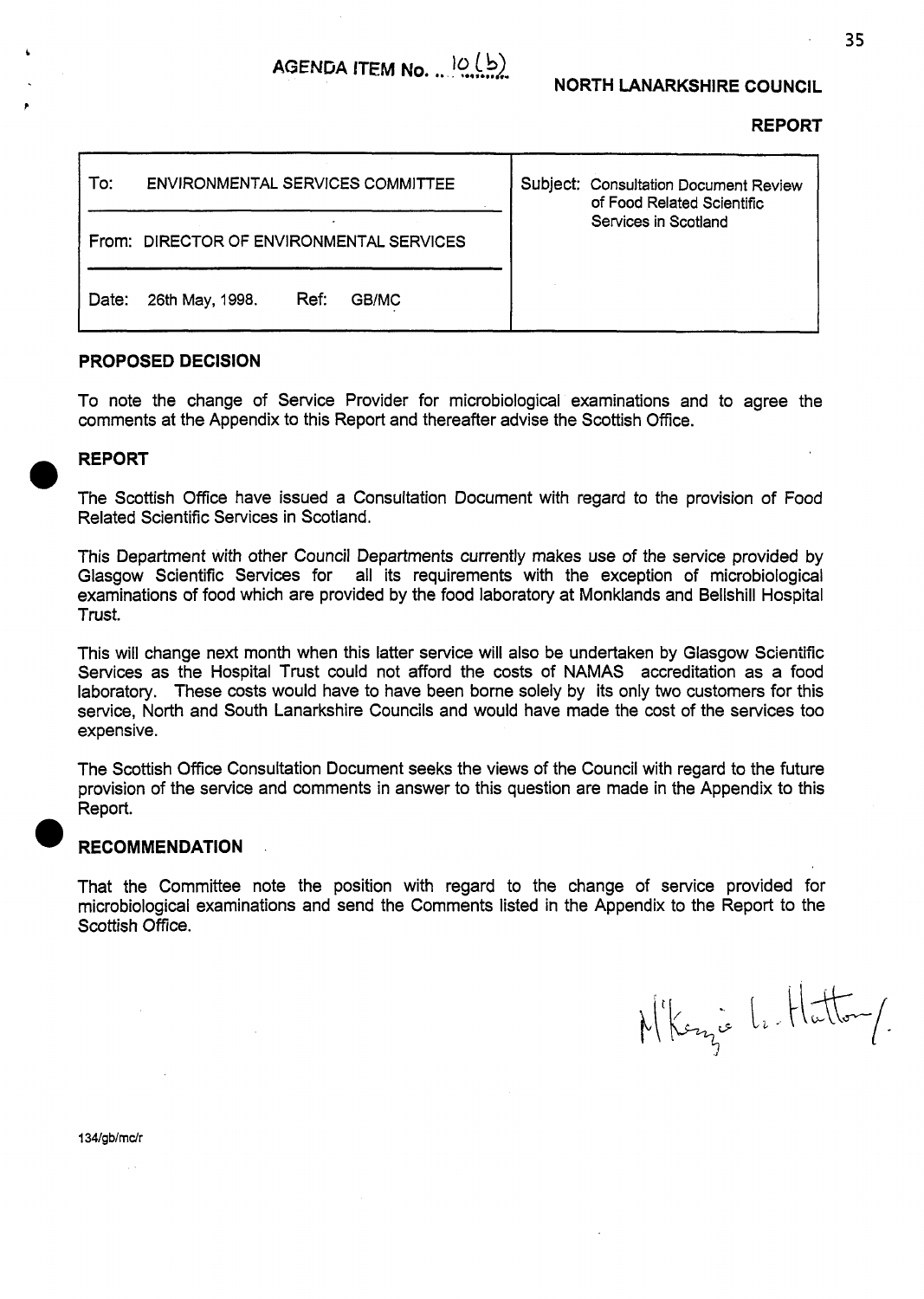AGENDA ITEM No. 10(b)

**NORTH LANARKSHIRE COUNCIL**

**REPORT**

| To: ENVIRONMENTAL SERVICES COMMITTEE | Subject: Consultation Document Review of Food Related Scientific Services in Scotland |
|---|---|
| From: DIRECTOR OF ENVIRONMENTAL SERVICES | |
| Date: 26th May, 1998. Ref: GB/MC | |

## PROPOSED DECISION

To note the change of Service Provider for microbiological examinations and to agree the comments at the Appendix to this Report and thereafter advise the Scottish Office.

## REPORT

The Scottish Office have issued a Consultation Document with regard to the provision of Food Related Scientific Services in Scotland.

This Department with other Council Departments currently makes use of the service provided by Glasgow Scientific Services for all its requirements with the exception of microbiological examinations of food which are provided by the food laboratory at Monklands and Bellshill Hospital Trust.

This will change next month when this latter service will also be undertaken by Glasgow Scientific Services as the Hospital Trust could not afford the costs of NAMAS accreditation as a food laboratory. These costs would have to have been borne solely by its only two customers for this service, North and South Lanarkshire Councils and would have made the cost of the services too expensive.

The Scottish Office Consultation Document seeks the views of the Council with regard to the future provision of the service and comments in answer to this question are made in the Appendix to this Report.

## RECOMMENDATION

That the Committee note the position with regard to the change of service provided for microbiological examinations and send the Comments listed in the Appendix to the Report to the Scottish Office.

M'Kenzie L. Hatton/.

134/gb/mc/r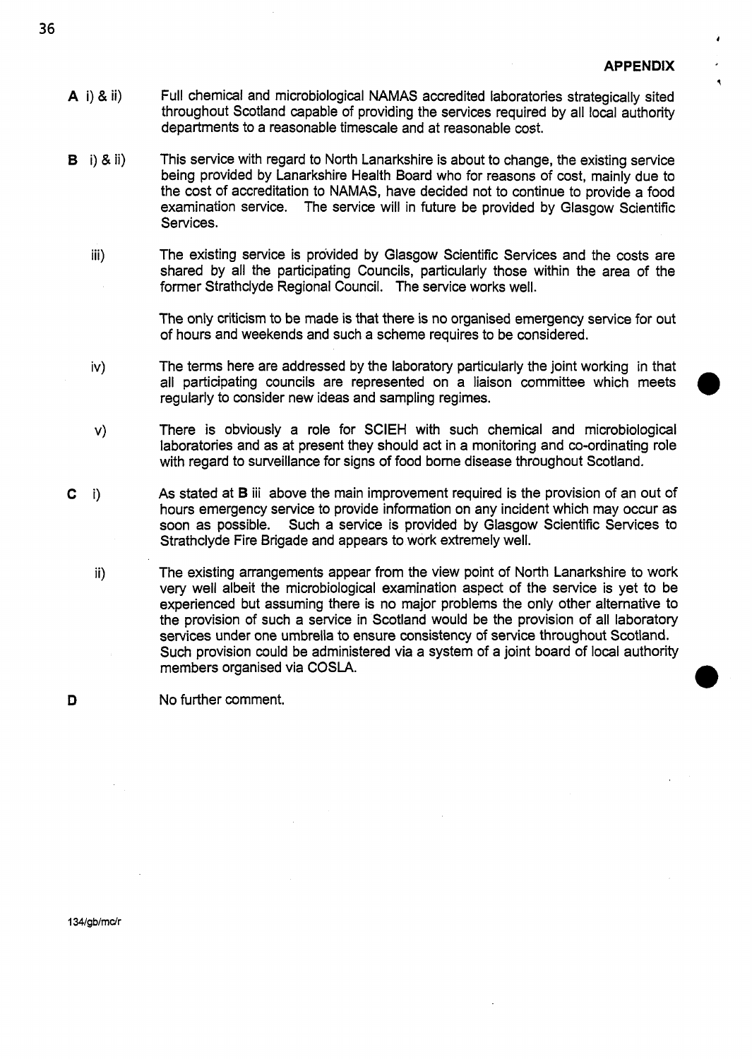## APPENDIX

**A** i) & ii) Full chemical and microbiological NAMAS accredited laboratories strategically sited throughout Scotland capable of providing the services required by all local authority departments to a reasonable timescale and at reasonable cost.

**B** i) & ii) This service with regard to North Lanarkshire is about to change, the existing service being provided by Lanarkshire Health Board who for reasons of cost, mainly due to the cost of accreditation to NAMAS, have decided not to continue to provide a food examination service. The service will in future be provided by Glasgow Scientific Services.

iii) The existing service is provided by Glasgow Scientific Services and the costs are shared by all the participating Councils, particularly those within the area of the former Strathclyde Regional Council. The service works well.

The only criticism to be made is that there is no organised emergency service for out of hours and weekends and such a scheme requires to be considered.

iv) The terms here are addressed by the laboratory particularly the joint working in that all participating councils are represented on a liaison committee which meets regularly to consider new ideas and sampling regimes.

v) There is obviously a role for SCIEH with such chemical and microbiological laboratories and as at present they should act in a monitoring and co-ordinating role with regard to surveillance for signs of food borne disease throughout Scotland.

**C** i) As stated at **B** iii above the main improvement required is the provision of an out of hours emergency service to provide information on any incident which may occur as soon as possible. Such a service is provided by Glasgow Scientific Services to Strathclyde Fire Brigade and appears to work extremely well.

ii) The existing arrangements appear from the view point of North Lanarkshire to work very well albeit the microbiological examination aspect of the service is yet to be experienced but assuming there is no major problems the only other alternative to the provision of such a service in Scotland would be the provision of all laboratory services under one umbrella to ensure consistency of service throughout Scotland. Such provision could be administered via a system of a joint board of local authority members organised via COSLA.

**D** No further comment.

134/gb/mc/r